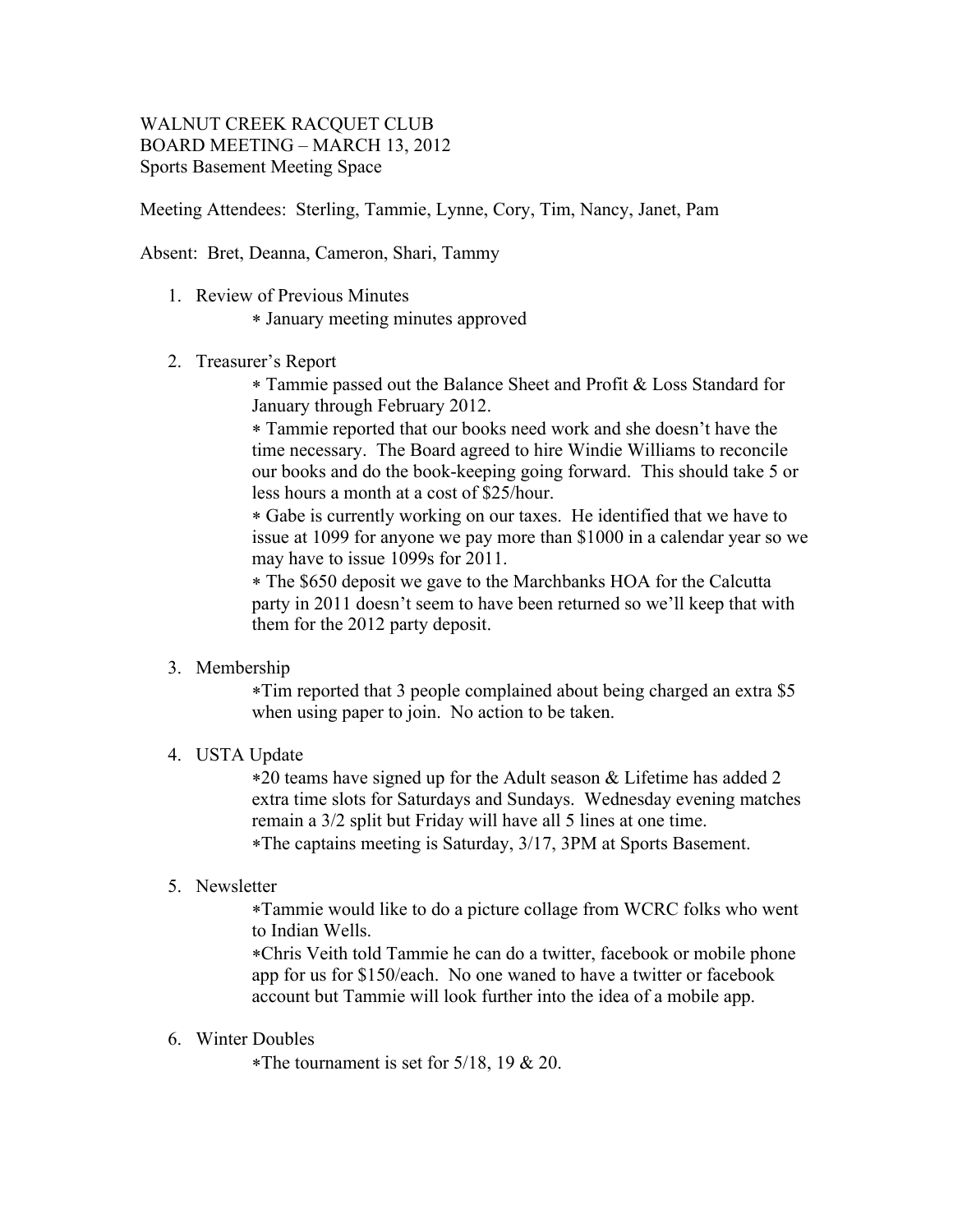WALNUT CREEK RACQUET CLUB
BOARD MEETING – MARCH 13, 2012
Sports Basement Meeting Space

Meeting Attendees: Sterling, Tammie, Lynne, Cory, Tim, Nancy, Janet, Pam

Absent: Bret, Deanna, Cameron, Shari, Tammy

1. Review of Previous Minutes
   * January meeting minutes approved

2. Treasurer's Report
   * Tammie passed out the Balance Sheet and Profit & Loss Standard for January through February 2012.
   * Tammie reported that our books need work and she doesn't have the time necessary. The Board agreed to hire Windie Williams to reconcile our books and do the book-keeping going forward. This should take 5 or less hours a month at a cost of $25/hour.
   * Gabe is currently working on our taxes. He identified that we have to issue at 1099 for anyone we pay more than $1000 in a calendar year so we may have to issue 1099s for 2011.
   * The $650 deposit we gave to the Marchbanks HOA for the Calcutta party in 2011 doesn't seem to have been returned so we'll keep that with them for the 2012 party deposit.

3. Membership
   *Tim reported that 3 people complained about being charged an extra $5 when using paper to join. No action to be taken.

4. USTA Update
   *20 teams have signed up for the Adult season & Lifetime has added 2 extra time slots for Saturdays and Sundays. Wednesday evening matches remain a 3/2 split but Friday will have all 5 lines at one time.
   *The captains meeting is Saturday, 3/17, 3PM at Sports Basement.

5. Newsletter
   *Tammie would like to do a picture collage from WCRC folks who went to Indian Wells.
   *Chris Veith told Tammie he can do a twitter, facebook or mobile phone app for us for $150/each. No one waned to have a twitter or facebook account but Tammie will look further into the idea of a mobile app.

6. Winter Doubles
   *The tournament is set for 5/18, 19 & 20.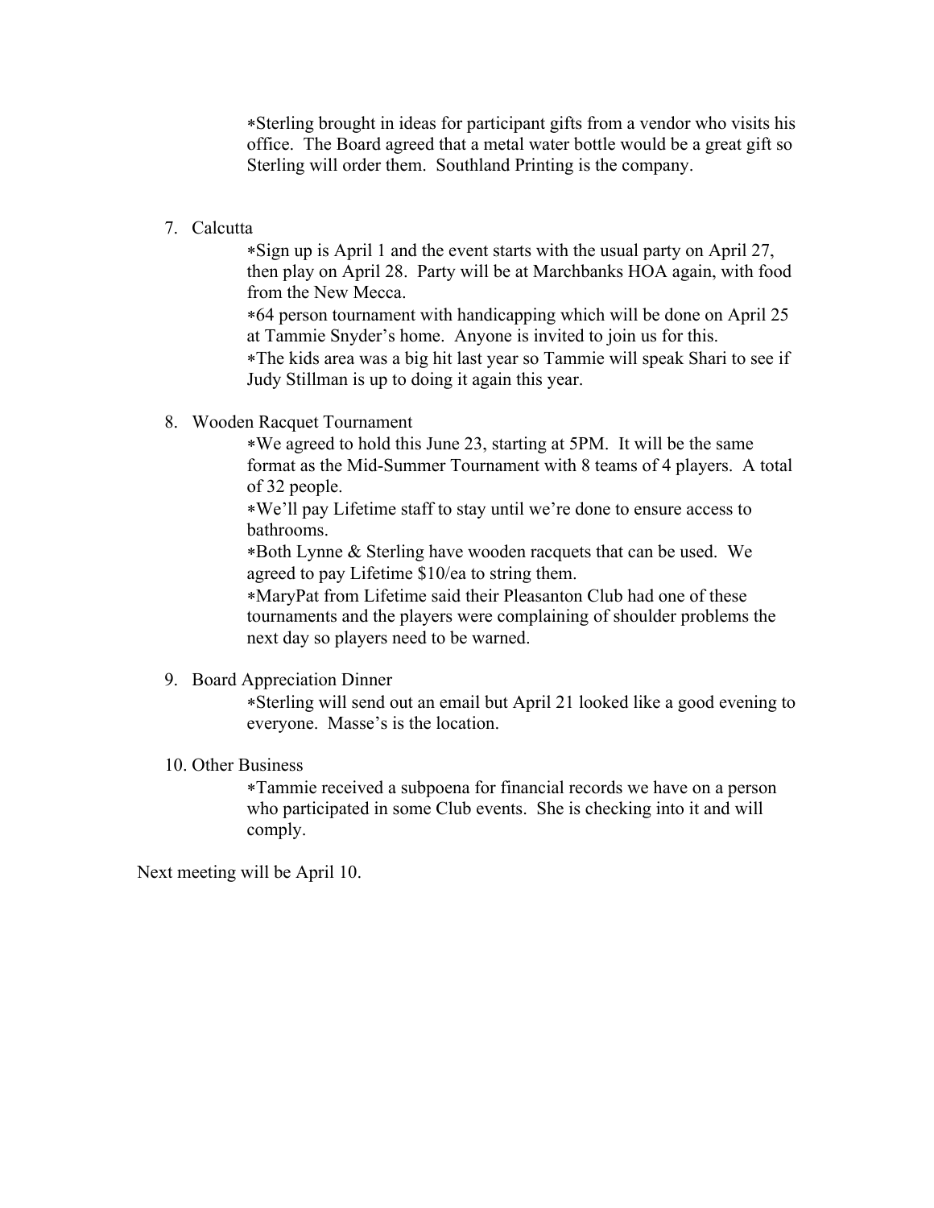*Sterling brought in ideas for participant gifts from a vendor who visits his office. The Board agreed that a metal water bottle would be a great gift so Sterling will order them. Southland Printing is the company.

7. Calcutta

   *Sign up is April 1 and the event starts with the usual party on April 27, then play on April 28. Party will be at Marchbanks HOA again, with food from the New Mecca.

   *64 person tournament with handicapping which will be done on April 25 at Tammie Snyder's home. Anyone is invited to join us for this.

   *The kids area was a big hit last year so Tammie will speak Shari to see if Judy Stillman is up to doing it again this year.

8. Wooden Racquet Tournament

   *We agreed to hold this June 23, starting at 5PM. It will be the same format as the Mid-Summer Tournament with 8 teams of 4 players. A total of 32 people.

   *We'll pay Lifetime staff to stay until we're done to ensure access to bathrooms.

   *Both Lynne & Sterling have wooden racquets that can be used. We agreed to pay Lifetime $10/ea to string them.

   *MaryPat from Lifetime said their Pleasanton Club had one of these tournaments and the players were complaining of shoulder problems the next day so players need to be warned.

9. Board Appreciation Dinner

   *Sterling will send out an email but April 21 looked like a good evening to everyone. Masse's is the location.

10. Other Business

    *Tammie received a subpoena for financial records we have on a person who participated in some Club events. She is checking into it and will comply.

Next meeting will be April 10.